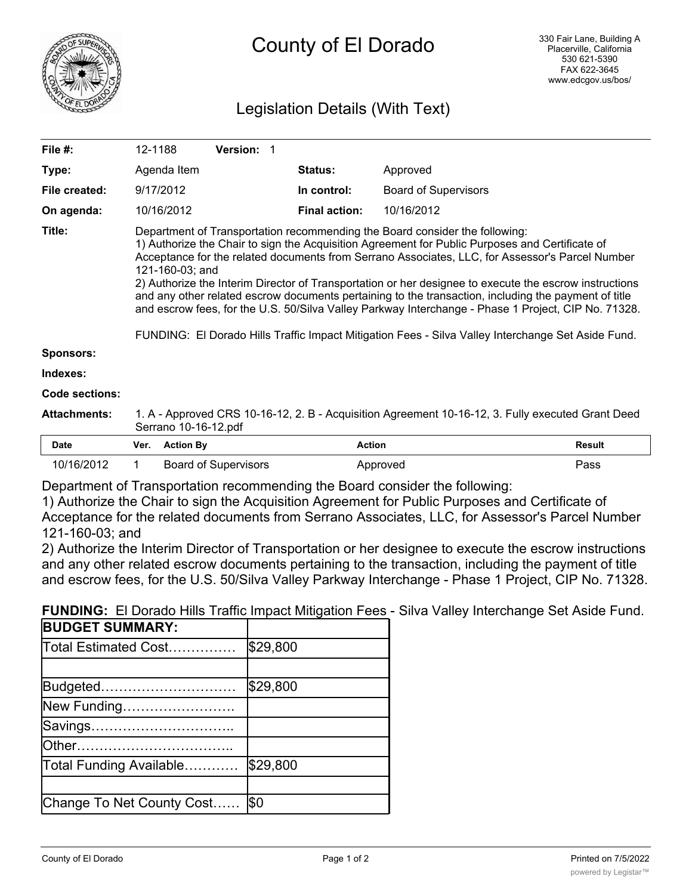# County of El Dorado

330 Fair Lane, Building A
Placerville, California
530 621-5390
FAX 622-3645
www.edcgov.us/bos/

## Legislation Details (With Text)

| | | | | |
|---|---|---|---|---|
| **File #:** | 12-1188 | **Version:** 1 | | |
| **Type:** | Agenda Item | | **Status:** | Approved |
| **File created:** | 9/17/2012 | | **In control:** | Board of Supervisors |
| **On agenda:** | 10/16/2012 | | **Final action:** | 10/16/2012 |

**Title:** Department of Transportation recommending the Board consider the following:
1) Authorize the Chair to sign the Acquisition Agreement for Public Purposes and Certificate of Acceptance for the related documents from Serrano Associates, LLC, for Assessor's Parcel Number 121-160-03; and
2) Authorize the Interim Director of Transportation or her designee to execute the escrow instructions and any other related escrow documents pertaining to the transaction, including the payment of title and escrow fees, for the U.S. 50/Silva Valley Parkway Interchange - Phase 1 Project, CIP No. 71328.

FUNDING: El Dorado Hills Traffic Impact Mitigation Fees - Silva Valley Interchange Set Aside Fund.

**Sponsors:**

**Indexes:**

**Code sections:**

**Attachments:** 1. A - Approved CRS 10-16-12, 2. B - Acquisition Agreement 10-16-12, 3. Fully executed Grant Deed Serrano 10-16-12.pdf

| Date | Ver. | Action By | Action | Result |
|---|---|---|---|---|
| 10/16/2012 | 1 | Board of Supervisors | Approved | Pass |

Department of Transportation recommending the Board consider the following:
1) Authorize the Chair to sign the Acquisition Agreement for Public Purposes and Certificate of Acceptance for the related documents from Serrano Associates, LLC, for Assessor's Parcel Number 121-160-03; and
2) Authorize the Interim Director of Transportation or her designee to execute the escrow instructions and any other related escrow documents pertaining to the transaction, including the payment of title and escrow fees, for the U.S. 50/Silva Valley Parkway Interchange - Phase 1 Project, CIP No. 71328.

**FUNDING:** El Dorado Hills Traffic Impact Mitigation Fees - Silva Valley Interchange Set Aside Fund.

| **BUDGET SUMMARY:** | |
|---|---|
| Total Estimated Cost…………… | $29,800 |
| | |
| Budgeted………………………… | $29,800 |
| New Funding……………………. | |
| Savings………………………….. | |
| Other…………………………….. | |
| Total Funding Available………… | $29,800 |
| | |
| Change To Net County Cost…… | $0 |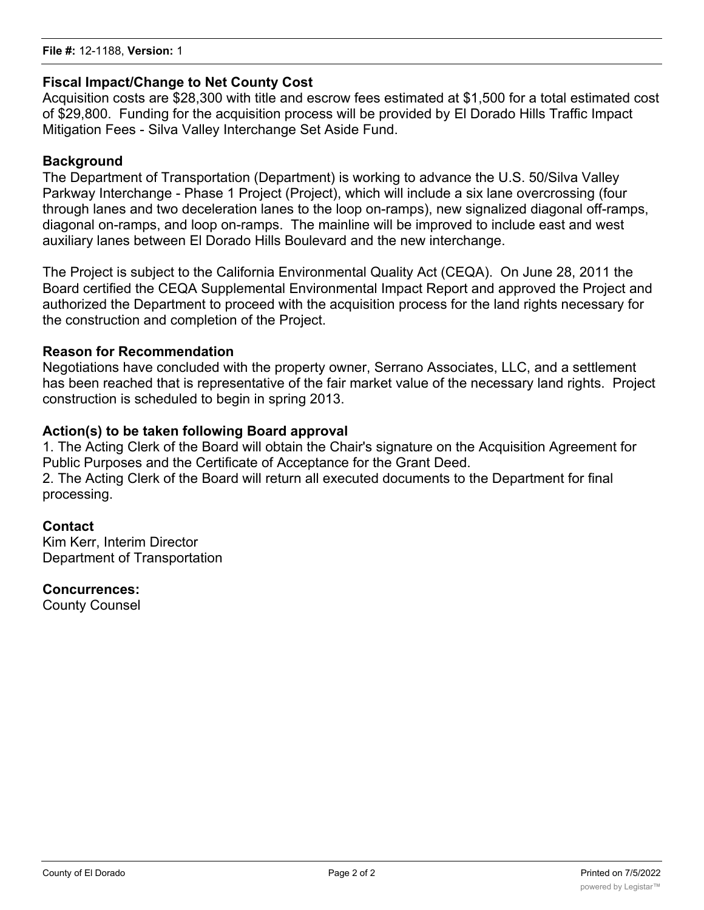## Fiscal Impact/Change to Net County Cost

Acquisition costs are $28,300 with title and escrow fees estimated at $1,500 for a total estimated cost of $29,800. Funding for the acquisition process will be provided by El Dorado Hills Traffic Impact Mitigation Fees - Silva Valley Interchange Set Aside Fund.

## Background

The Department of Transportation (Department) is working to advance the U.S. 50/Silva Valley Parkway Interchange - Phase 1 Project (Project), which will include a six lane overcrossing (four through lanes and two deceleration lanes to the loop on-ramps), new signalized diagonal off-ramps, diagonal on-ramps, and loop on-ramps. The mainline will be improved to include east and west auxiliary lanes between El Dorado Hills Boulevard and the new interchange.

The Project is subject to the California Environmental Quality Act (CEQA). On June 28, 2011 the Board certified the CEQA Supplemental Environmental Impact Report and approved the Project and authorized the Department to proceed with the acquisition process for the land rights necessary for the construction and completion of the Project.

## Reason for Recommendation

Negotiations have concluded with the property owner, Serrano Associates, LLC, and a settlement has been reached that is representative of the fair market value of the necessary land rights. Project construction is scheduled to begin in spring 2013.

## Action(s) to be taken following Board approval

1. The Acting Clerk of the Board will obtain the Chair's signature on the Acquisition Agreement for Public Purposes and the Certificate of Acceptance for the Grant Deed.
2. The Acting Clerk of the Board will return all executed documents to the Department for final processing.

## Contact

Kim Kerr, Interim Director
Department of Transportation

## Concurrences:

County Counsel